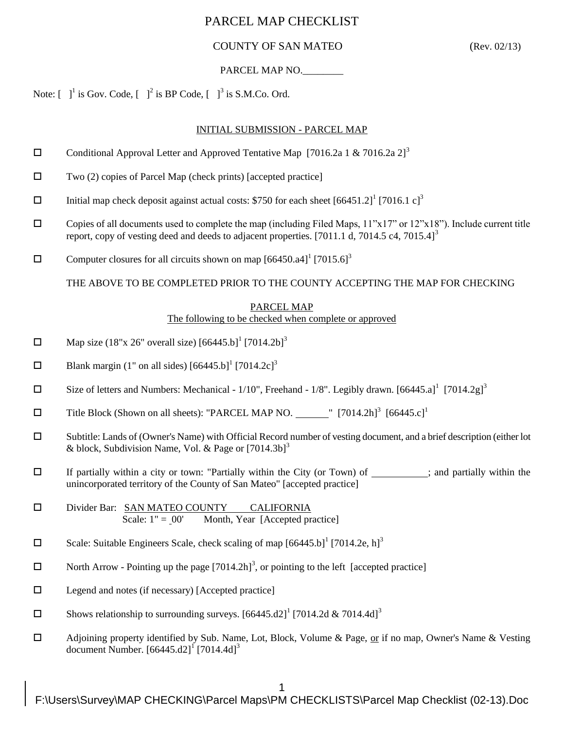# PARCEL MAP CHECKLIST

COUNTY OF SAN MATEO (Rev. 02/13)

PARCEL MAP NO.________

Note: [ ][1] is Gov. Code, [ ][2] is BP Code, [ ][3] is S.M.Co. Ord.

## INITIAL SUBMISSION - PARCEL MAP

- ☐ Conditional Approval Letter and Approved Tentative Map [7016.2a 1 & 7016.2a 2][3]
- ☐ Two (2) copies of Parcel Map (check prints) [accepted practice]
- ☐ Initial map check deposit against actual costs: $750 for each sheet [66451.2][1] [7016.1 c][3]
- ☐ Copies of all documents used to complete the map (including Filed Maps, 11"x17" or 12"x18"). Include current title report, copy of vesting deed and deeds to adjacent properties. [7011.1 d, 7014.5 c4, 7015.4][3]
- ☐ Computer closures for all circuits shown on map [66450.a4][1] [7015.6][3]

THE ABOVE TO BE COMPLETED PRIOR TO THE COUNTY ACCEPTING THE MAP FOR CHECKING

## PARCEL MAP

The following to be checked when complete or approved

- ☐ Map size (18"x 26" overall size) [66445.b][1] [7014.2b][3]
- ☐ Blank margin (1" on all sides) [66445.b][1] [7014.2c][3]
- ☐ Size of letters and Numbers: Mechanical - 1/10", Freehand - 1/8". Legibly drawn. [66445.a][1] [7014.2g][3]
- ☐ Title Block (Shown on all sheets): "PARCEL MAP NO. ______" [7014.2h][3] [66445.c][1]
- ☐ Subtitle: Lands of (Owner's Name) with Official Record number of vesting document, and a brief description (either lot & block, Subdivision Name, Vol. & Page or [7014.3b][3]
- ☐ If partially within a city or town: "Partially within the City (or Town) of __________; and partially within the unincorporated territory of the County of San Mateo" [accepted practice]
- ☐ Divider Bar: SAN MATEO COUNTY CALIFORNIA
  Scale: 1" = _00' Month, Year [Accepted practice]
- ☐ Scale: Suitable Engineers Scale, check scaling of map [66445.b][1] [7014.2e, h][3]
- ☐ North Arrow - Pointing up the page [7014.2h][3], or pointing to the left [accepted practice]
- ☐ Legend and notes (if necessary) [Accepted practice]
- ☐ Shows relationship to surrounding surveys. [66445.d2][1] [7014.2d & 7014.4d][3]
- ☐ Adjoining property identified by Sub. Name, Lot, Block, Volume & Page, <u>or</u> if no map, Owner's Name & Vesting document Number. [66445.d2][1] [7014.4d][3]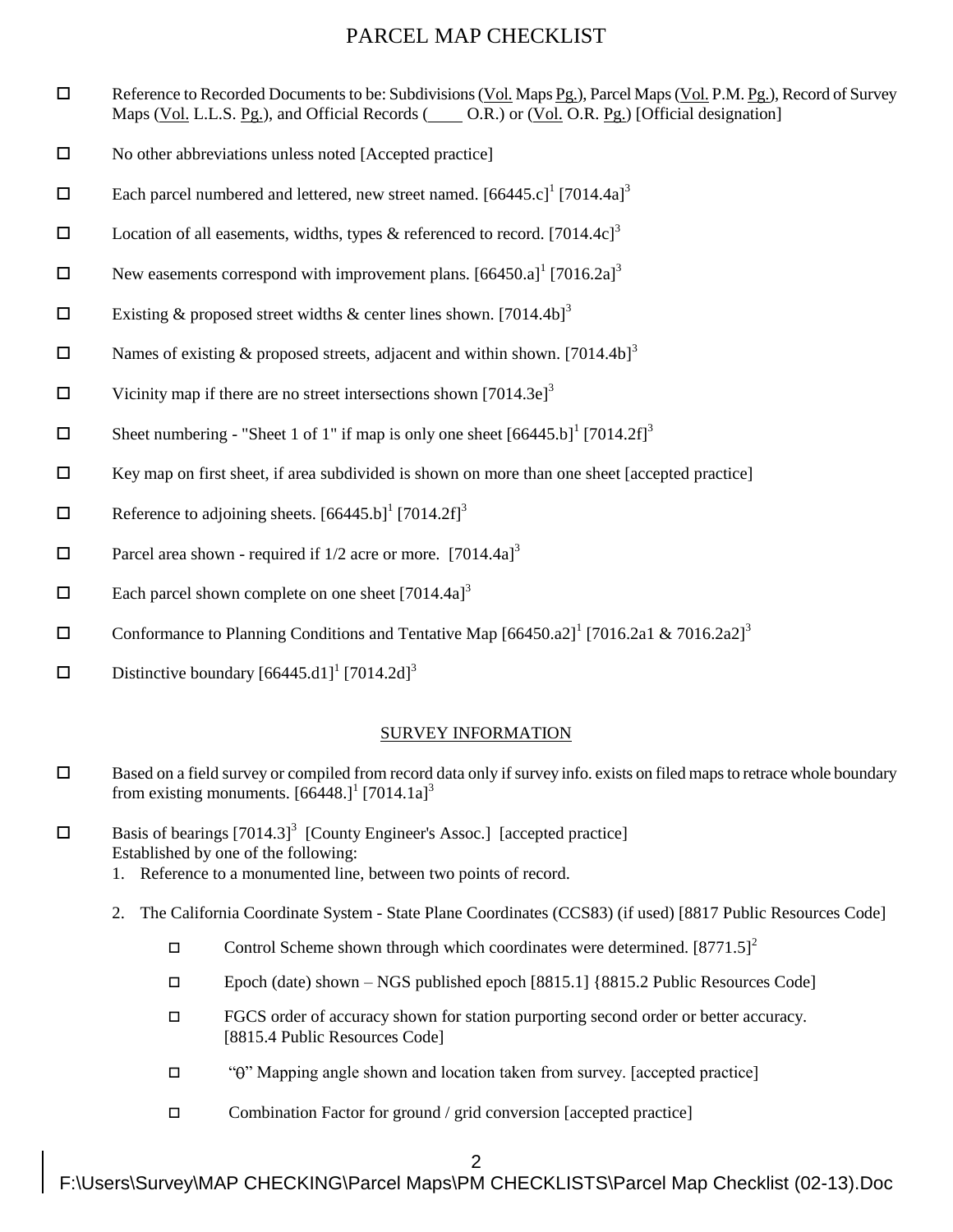# PARCEL MAP CHECKLIST

- ☐ Reference to Recorded Documents to be: Subdivisions (Vol. Maps Pg.), Parcel Maps (Vol. P.M. Pg.), Record of Survey Maps (Vol. L.L.S. Pg.), and Official Records (____ O.R.) or (Vol. O.R. Pg.) [Official designation]
- ☐ No other abbreviations unless noted [Accepted practice]
- ☐ Each parcel numbered and lettered, new street named. [66445.c][1] [7014.4a][3]
- ☐ Location of all easements, widths, types & referenced to record. [7014.4c][3]
- ☐ New easements correspond with improvement plans. [66450.a][1] [7016.2a][3]
- ☐ Existing & proposed street widths & center lines shown. [7014.4b][3]
- ☐ Names of existing & proposed streets, adjacent and within shown. [7014.4b][3]
- ☐ Vicinity map if there are no street intersections shown [7014.3e][3]
- ☐ Sheet numbering - "Sheet 1 of 1" if map is only one sheet [66445.b][1] [7014.2f][3]
- ☐ Key map on first sheet, if area subdivided is shown on more than one sheet [accepted practice]
- ☐ Reference to adjoining sheets. [66445.b][1] [7014.2f][3]
- ☐ Parcel area shown - required if 1/2 acre or more. [7014.4a][3]
- ☐ Each parcel shown complete on one sheet [7014.4a][3]
- ☐ Conformance to Planning Conditions and Tentative Map [66450.a2][1] [7016.2a1 & 7016.2a2][3]
- ☐ Distinctive boundary [66445.d1][1] [7014.2d][3]

## SURVEY INFORMATION

- ☐ Based on a field survey or compiled from record data only if survey info. exists on filed maps to retrace whole boundary from existing monuments. [66448.][1] [7014.1a][3]
- ☐ Basis of bearings [7014.3][3] [County Engineer's Assoc.] [accepted practice]
  Established by one of the following:
  1. Reference to a monumented line, between two points of record.
  2. The California Coordinate System - State Plane Coordinates (CCS83) (if used) [8817 Public Resources Code]
     - ☐ Control Scheme shown through which coordinates were determined. [8771.5][2]
     - ☐ Epoch (date) shown – NGS published epoch [8815.1] {8815.2 Public Resources Code]
     - ☐ FGCS order of accuracy shown for station purporting second order or better accuracy. [8815.4 Public Resources Code]
     - ☐ "θ" Mapping angle shown and location taken from survey. [accepted practice]
     - ☐ Combination Factor for ground / grid conversion [accepted practice]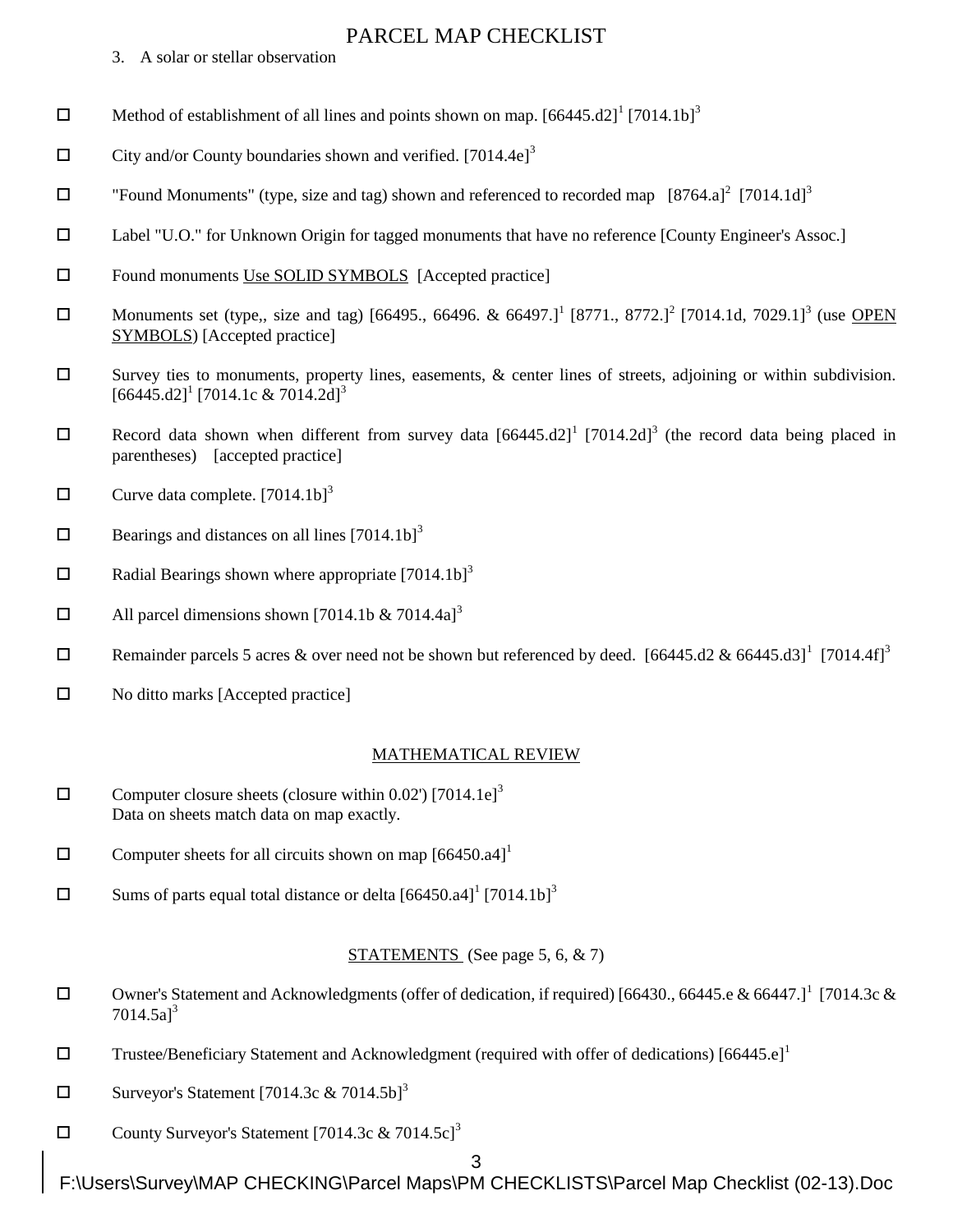3. A solar or stellar observation

- ☐ Method of establishment of all lines and points shown on map. [66445.d2][1] [7014.1b][3]
- ☐ City and/or County boundaries shown and verified. [7014.4e][3]
- ☐ "Found Monuments" (type, size and tag) shown and referenced to recorded map [8764.a][2] [7014.1d][3]
- ☐ Label "U.O." for Unknown Origin for tagged monuments that have no reference [County Engineer's Assoc.]
- ☐ Found monuments <u>Use SOLID SYMBOLS</u> [Accepted practice]
- ☐ Monuments set (type,, size and tag) [66495., 66496. & 66497.][1] [8771., 8772.][2] [7014.1d, 7029.1][3] (use <u>OPEN SYMBOLS</u>) [Accepted practice]
- ☐ Survey ties to monuments, property lines, easements, & center lines of streets, adjoining or within subdivision. [66445.d2][1] [7014.1c & 7014.2d][3]
- ☐ Record data shown when different from survey data [66445.d2][1] [7014.2d][3] (the record data being placed in parentheses) [accepted practice]
- ☐ Curve data complete. [7014.1b][3]
- ☐ Bearings and distances on all lines [7014.1b][3]
- ☐ Radial Bearings shown where appropriate [7014.1b][3]
- ☐ All parcel dimensions shown [7014.1b & 7014.4a][3]
- ☐ Remainder parcels 5 acres & over need not be shown but referenced by deed. [66445.d2 & 66445.d3][1] [7014.4f][3]
- ☐ No ditto marks [Accepted practice]

## <u>MATHEMATICAL REVIEW</u>

- ☐ Computer closure sheets (closure within 0.02') [7014.1e][3]
  Data on sheets match data on map exactly.
- ☐ Computer sheets for all circuits shown on map [66450.a4][1]
- ☐ Sums of parts equal total distance or delta [66450.a4][1] [7014.1b][3]

## <u>STATEMENTS</u> (See page 5, 6, & 7)

- ☐ Owner's Statement and Acknowledgments (offer of dedication, if required) [66430., 66445.e & 66447.][1] [7014.3c & 7014.5a][3]
- ☐ Trustee/Beneficiary Statement and Acknowledgment (required with offer of dedications) [66445.e][1]
- ☐ Surveyor's Statement [7014.3c & 7014.5b][3]
- ☐ County Surveyor's Statement [7014.3c & 7014.5c][3]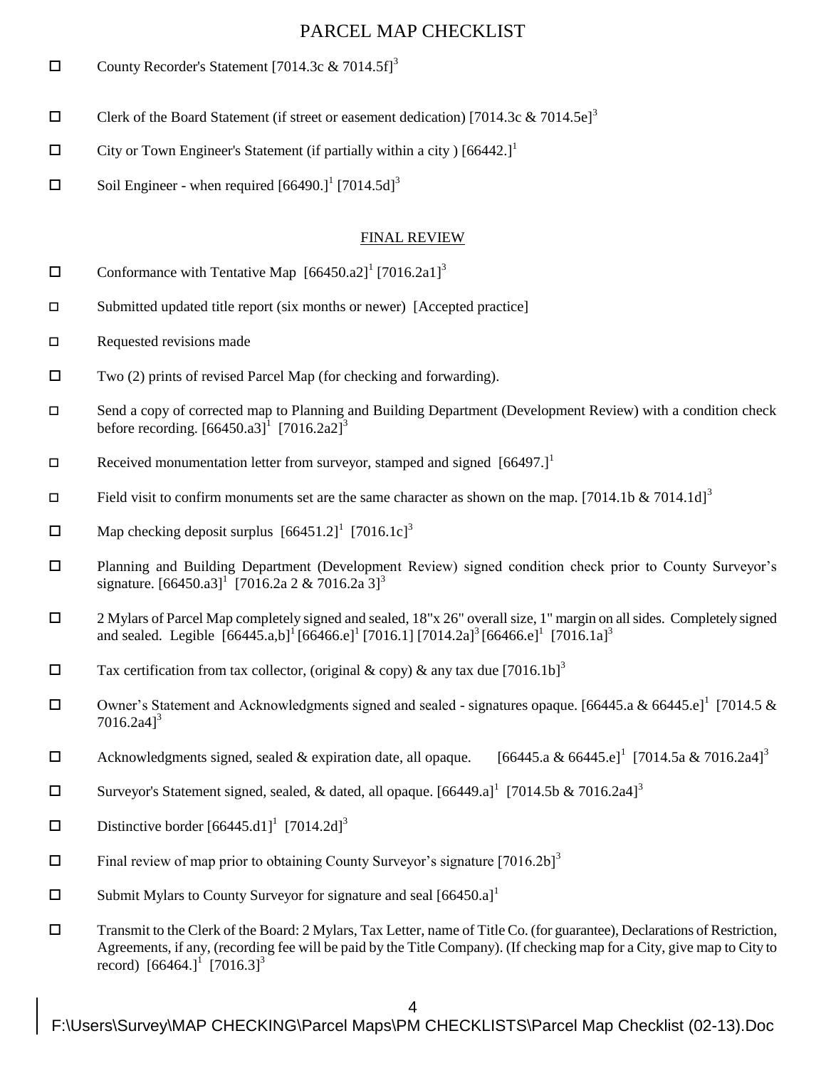# PARCEL MAP CHECKLIST

- ☐ County Recorder's Statement [7014.3c & 7014.5f][3]
- ☐ Clerk of the Board Statement (if street or easement dedication) [7014.3c & 7014.5e][3]
- ☐ City or Town Engineer's Statement (if partially within a city ) [66442.][1]
- ☐ Soil Engineer - when required [66490.][1] [7014.5d][3]

## FINAL REVIEW

- ☐ Conformance with Tentative Map [66450.a2][1] [7016.2a1][3]
- ☐ Submitted updated title report (six months or newer) [Accepted practice]
- ☐ Requested revisions made
- ☐ Two (2) prints of revised Parcel Map (for checking and forwarding).
- ☐ Send a copy of corrected map to Planning and Building Department (Development Review) with a condition check before recording. [66450.a3][1] [7016.2a2][3]
- ☐ Received monumentation letter from surveyor, stamped and signed [66497.][1]
- ☐ Field visit to confirm monuments set are the same character as shown on the map. [7014.1b & 7014.1d][3]
- ☐ Map checking deposit surplus [66451.2][1] [7016.1c][3]
- ☐ Planning and Building Department (Development Review) signed condition check prior to County Surveyor's signature. [66450.a3][1] [7016.2a 2 & 7016.2a 3][3]
- ☐ 2 Mylars of Parcel Map completely signed and sealed, 18"x 26" overall size, 1" margin on all sides. Completely signed and sealed. Legible [66445.a,b][1] [66466.e][1] [7016.1] [7014.2a][3] [66466.e][1] [7016.1a][3]
- ☐ Tax certification from tax collector, (original & copy) & any tax due [7016.1b][3]
- ☐ Owner's Statement and Acknowledgments signed and sealed - signatures opaque. [66445.a & 66445.e][1] [7014.5 & 7016.2a4][3]
- ☐ Acknowledgments signed, sealed & expiration date, all opaque. [66445.a & 66445.e][1] [7014.5a & 7016.2a4][3]
- ☐ Surveyor's Statement signed, sealed, & dated, all opaque. [66449.a][1] [7014.5b & 7016.2a4][3]
- ☐ Distinctive border [66445.d1][1] [7014.2d][3]
- ☐ Final review of map prior to obtaining County Surveyor's signature [7016.2b][3]
- ☐ Submit Mylars to County Surveyor for signature and seal [66450.a][1]
- ☐ Transmit to the Clerk of the Board: 2 Mylars, Tax Letter, name of Title Co. (for guarantee), Declarations of Restriction, Agreements, if any, (recording fee will be paid by the Title Company). (If checking map for a City, give map to City to record) [66464.][1] [7016.3][3]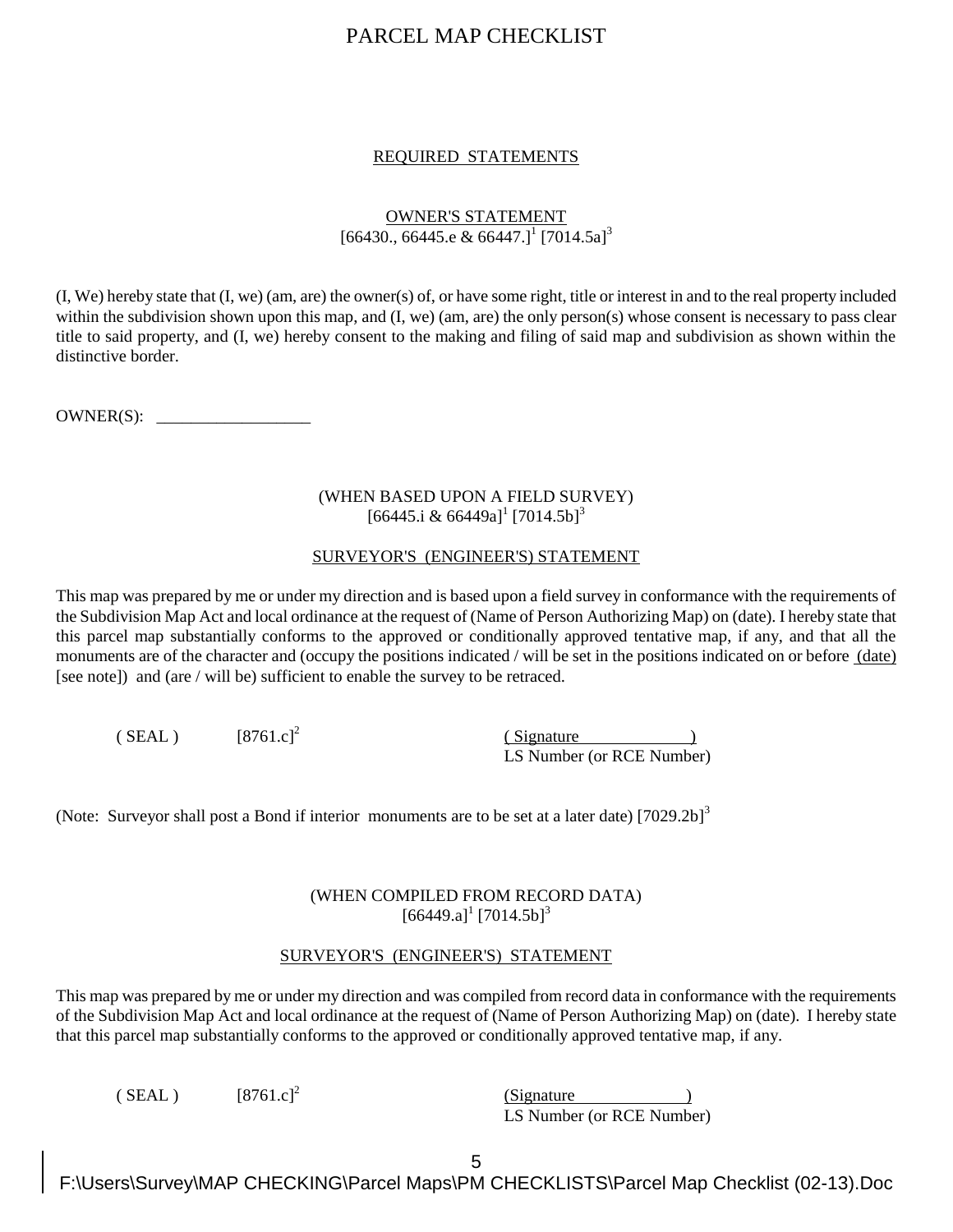# PARCEL MAP CHECKLIST

## REQUIRED STATEMENTS

### OWNER'S STATEMENT

[66430., 66445.e & 66447.][1] [7014.5a][3]

(I, We) hereby state that (I, we) (am, are) the owner(s) of, or have some right, title or interest in and to the real property included within the subdivision shown upon this map, and (I, we) (am, are) the only person(s) whose consent is necessary to pass clear title to said property, and (I, we) hereby consent to the making and filing of said map and subdivision as shown within the distinctive border.

OWNER(S): __________________

(WHEN BASED UPON A FIELD SURVEY)
[66445.i & 66449a][1] [7014.5b][3]

### SURVEYOR'S (ENGINEER'S) STATEMENT

This map was prepared by me or under my direction and is based upon a field survey in conformance with the requirements of the Subdivision Map Act and local ordinance at the request of (Name of Person Authorizing Map) on (date). I hereby state that this parcel map substantially conforms to the approved or conditionally approved tentative map, if any, and that all the monuments are of the character and (occupy the positions indicated / will be set in the positions indicated on or before (date) [see note]) and (are / will be) sufficient to enable the survey to be retraced.

( SEAL ) [8761.c][2]

( Signature )
LS Number (or RCE Number)

(Note: Surveyor shall post a Bond if interior monuments are to be set at a later date) [7029.2b][3]

(WHEN COMPILED FROM RECORD DATA)
[66449.a][1] [7014.5b][3]

### SURVEYOR'S (ENGINEER'S) STATEMENT

This map was prepared by me or under my direction and was compiled from record data in conformance with the requirements of the Subdivision Map Act and local ordinance at the request of (Name of Person Authorizing Map) on (date). I hereby state that this parcel map substantially conforms to the approved or conditionally approved tentative map, if any.

( SEAL ) [8761.c][2]

(Signature )
LS Number (or RCE Number)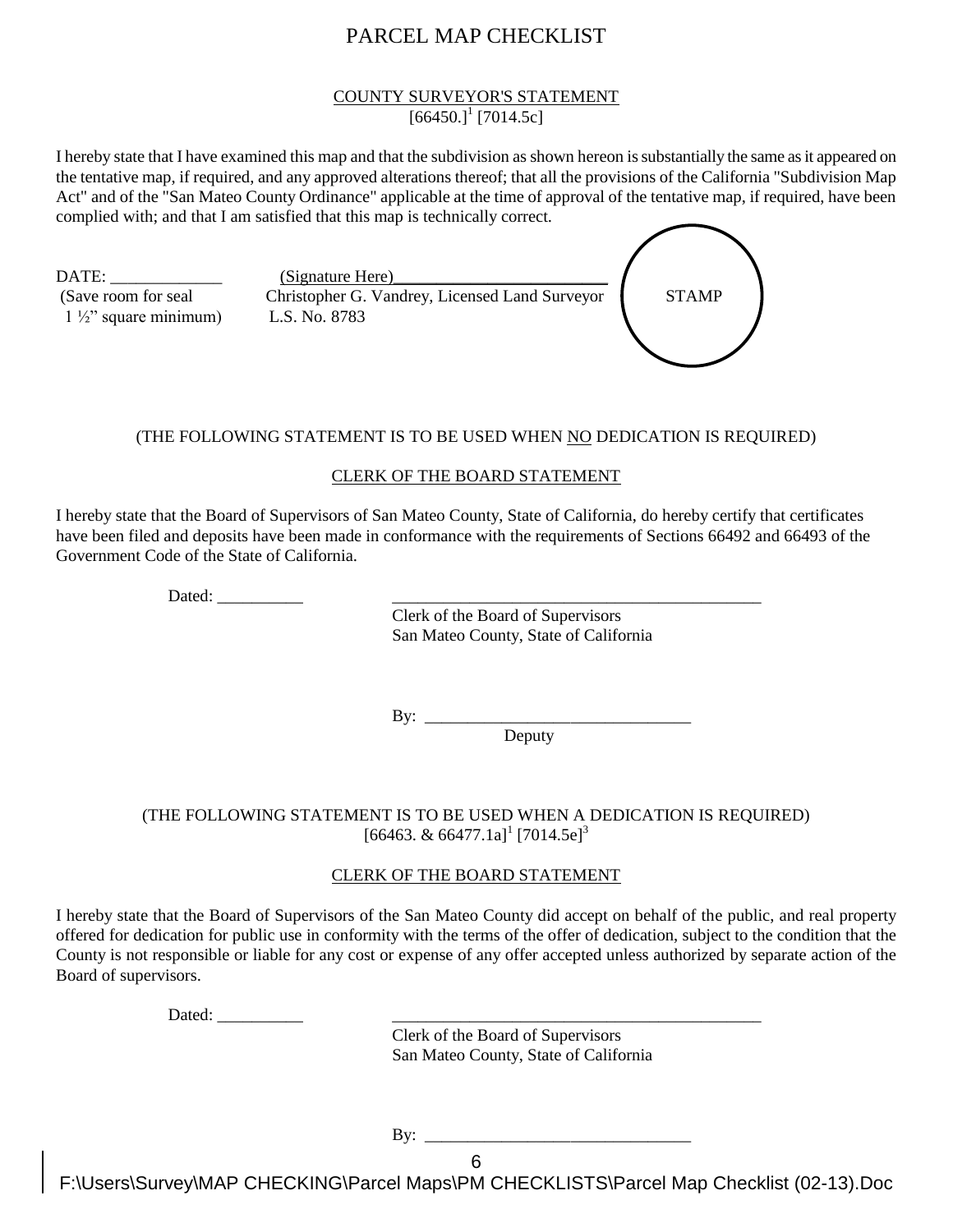# PARCEL MAP CHECKLIST

## COUNTY SURVEYOR'S STATEMENT

[66450.][1] [7014.5c]

I hereby state that I have examined this map and that the subdivision as shown hereon is substantially the same as it appeared on the tentative map, if required, and any approved alterations thereof; that all the provisions of the California "Subdivision Map Act" and of the "San Mateo County Ordinance" applicable at the time of approval of the tentative map, if required, have been complied with; and that I am satisfied that this map is technically correct.

DATE: _____________ (Signature Here)_________________________

(Save room for seal 1 ½" square minimum)

Christopher G. Vandrey, Licensed Land Surveyor
L.S. No. 8783

STAMP

(THE FOLLOWING STATEMENT IS TO BE USED WHEN NO DEDICATION IS REQUIRED)

## CLERK OF THE BOARD STATEMENT

I hereby state that the Board of Supervisors of San Mateo County, State of California, do hereby certify that certificates have been filed and deposits have been made in conformance with the requirements of Sections 66492 and 66493 of the Government Code of the State of California.

Dated: __________ ______________________________________________

Clerk of the Board of Supervisors
San Mateo County, State of California

By: ________________________________
Deputy

(THE FOLLOWING STATEMENT IS TO BE USED WHEN A DEDICATION IS REQUIRED)
[66463. & 66477.1a][1] [7014.5e][3]

## CLERK OF THE BOARD STATEMENT

I hereby state that the Board of Supervisors of the San Mateo County did accept on behalf of the public, and real property offered for dedication for public use in conformity with the terms of the offer of dedication, subject to the condition that the County is not responsible or liable for any cost or expense of any offer accepted unless authorized by separate action of the Board of supervisors.

Dated: __________ ______________________________________________

Clerk of the Board of Supervisors
San Mateo County, State of California

By: ________________________________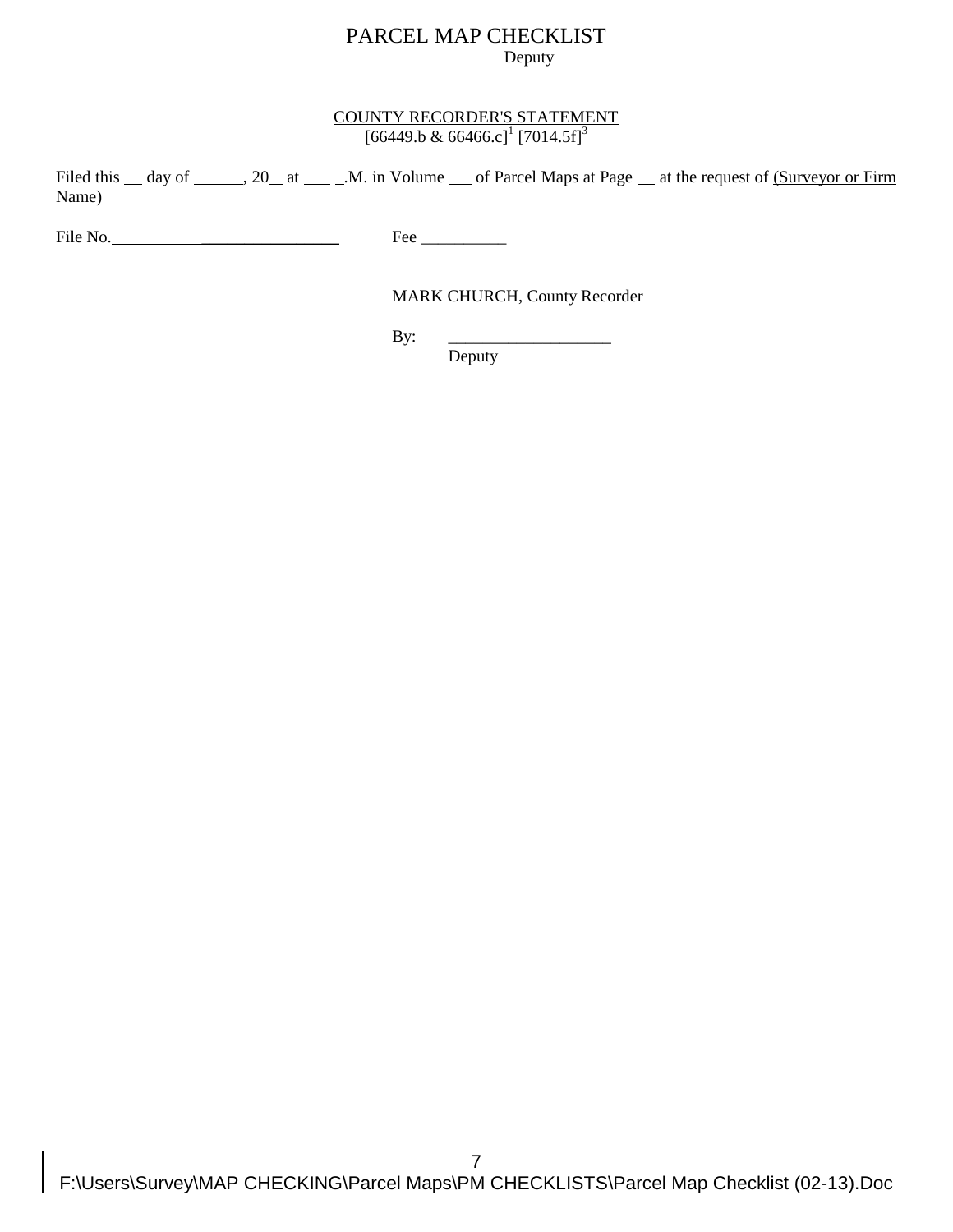PARCEL MAP CHECKLIST

Deputy

COUNTY RECORDER'S STATEMENT

[66449.b & 66466.c][1] [7014.5f][3]

Filed this __ day of ______, 20__ at ___ _.M. in Volume ___ of Parcel Maps at Page __ at the request of (Surveyor or Firm Name)

File No.___________________________ Fee __________

MARK CHURCH, County Recorder

By: ___________________

Deputy